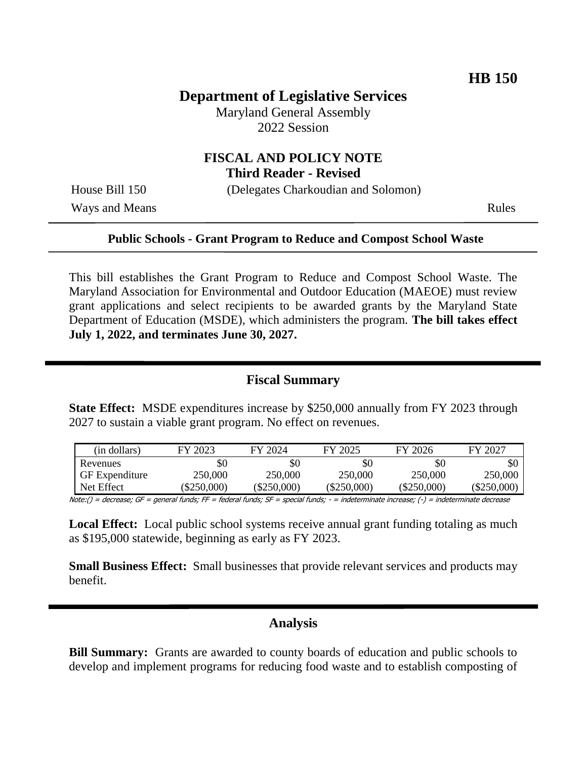**HB 150**

# Department of Legislative Services

Maryland General Assembly
2022 Session

## FISCAL AND POLICY NOTE
**Third Reader - Revised**

House Bill 150 (Delegates Charkoudian and Solomon)

Ways and Means Rules

---

**Public Schools - Grant Program to Reduce and Compost School Waste**

---

This bill establishes the Grant Program to Reduce and Compost School Waste. The Maryland Association for Environmental and Outdoor Education (MAEOE) must review grant applications and select recipients to be awarded grants by the Maryland State Department of Education (MSDE), which administers the program. **The bill takes effect July 1, 2022, and terminates June 30, 2027.**

## Fiscal Summary

**State Effect:** MSDE expenditures increase by $250,000 annually from FY 2023 through 2027 to sustain a viable grant program. No effect on revenues.

| (in dollars) | FY 2023 | FY 2024 | FY 2025 | FY 2026 | FY 2027 |
|---|---|---|---|---|---|
| Revenues | $0 | $0 | $0 | $0 | $0 |
| GF Expenditure | 250,000 | 250,000 | 250,000 | 250,000 | 250,000 |
| Net Effect | ($250,000) | ($250,000) | ($250,000) | ($250,000) | ($250,000) |

*Note:() = decrease; GF = general funds; FF = federal funds; SF = special funds; - = indeterminate increase; (-) = indeterminate decrease*

**Local Effect:** Local public school systems receive annual grant funding totaling as much as $195,000 statewide, beginning as early as FY 2023.

**Small Business Effect:** Small businesses that provide relevant services and products may benefit.

## Analysis

**Bill Summary:** Grants are awarded to county boards of education and public schools to develop and implement programs for reducing food waste and to establish composting of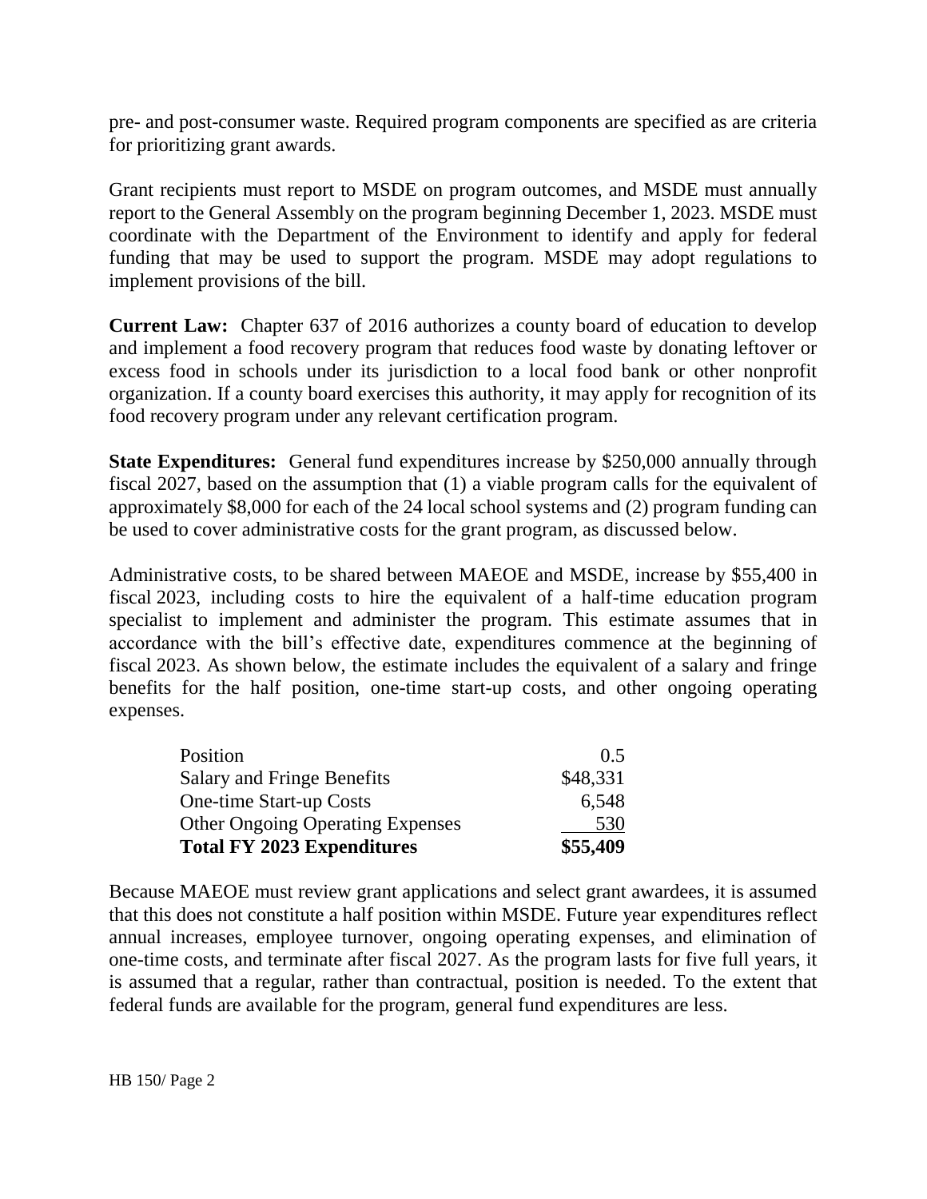pre- and post-consumer waste. Required program components are specified as are criteria for prioritizing grant awards.

Grant recipients must report to MSDE on program outcomes, and MSDE must annually report to the General Assembly on the program beginning December 1, 2023. MSDE must coordinate with the Department of the Environment to identify and apply for federal funding that may be used to support the program. MSDE may adopt regulations to implement provisions of the bill.

**Current Law:** Chapter 637 of 2016 authorizes a county board of education to develop and implement a food recovery program that reduces food waste by donating leftover or excess food in schools under its jurisdiction to a local food bank or other nonprofit organization. If a county board exercises this authority, it may apply for recognition of its food recovery program under any relevant certification program.

**State Expenditures:** General fund expenditures increase by $250,000 annually through fiscal 2027, based on the assumption that (1) a viable program calls for the equivalent of approximately $8,000 for each of the 24 local school systems and (2) program funding can be used to cover administrative costs for the grant program, as discussed below.

Administrative costs, to be shared between MAEOE and MSDE, increase by $55,400 in fiscal 2023, including costs to hire the equivalent of a half-time education program specialist to implement and administer the program. This estimate assumes that in accordance with the bill's effective date, expenditures commence at the beginning of fiscal 2023. As shown below, the estimate includes the equivalent of a salary and fringe benefits for the half position, one-time start-up costs, and other ongoing operating expenses.

| | |
|---|---:|
| Position | 0.5 |
| Salary and Fringe Benefits | $48,331 |
| One-time Start-up Costs | 6,548 |
| Other Ongoing Operating Expenses | 530 |
| **Total FY 2023 Expenditures** | **$55,409** |

Because MAEOE must review grant applications and select grant awardees, it is assumed that this does not constitute a half position within MSDE. Future year expenditures reflect annual increases, employee turnover, ongoing operating expenses, and elimination of one-time costs, and terminate after fiscal 2027. As the program lasts for five full years, it is assumed that a regular, rather than contractual, position is needed. To the extent that federal funds are available for the program, general fund expenditures are less.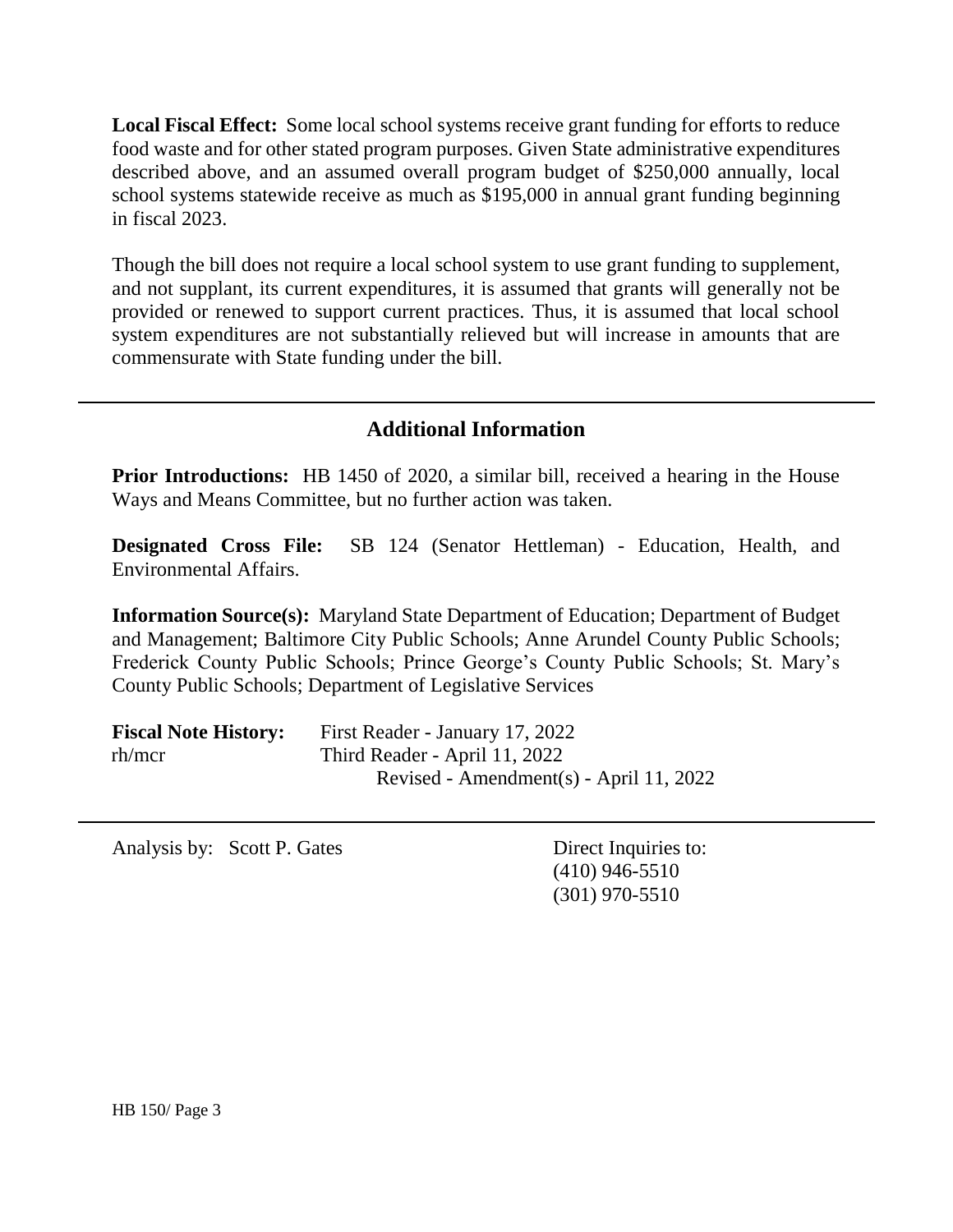**Local Fiscal Effect:** Some local school systems receive grant funding for efforts to reduce food waste and for other stated program purposes. Given State administrative expenditures described above, and an assumed overall program budget of $250,000 annually, local school systems statewide receive as much as $195,000 in annual grant funding beginning in fiscal 2023.

Though the bill does not require a local school system to use grant funding to supplement, and not supplant, its current expenditures, it is assumed that grants will generally not be provided or renewed to support current practices. Thus, it is assumed that local school system expenditures are not substantially relieved but will increase in amounts that are commensurate with State funding under the bill.

---

## Additional Information

**Prior Introductions:** HB 1450 of 2020, a similar bill, received a hearing in the House Ways and Means Committee, but no further action was taken.

**Designated Cross File:** SB 124 (Senator Hettleman) - Education, Health, and Environmental Affairs.

**Information Source(s):** Maryland State Department of Education; Department of Budget and Management; Baltimore City Public Schools; Anne Arundel County Public Schools; Frederick County Public Schools; Prince George's County Public Schools; St. Mary's County Public Schools; Department of Legislative Services

**Fiscal Note History:** First Reader - January 17, 2022
rh/mcr Third Reader - April 11, 2022
Revised - Amendment(s) - April 11, 2022

---

Analysis by: Scott P. Gates

Direct Inquiries to:
(410) 946-5510
(301) 970-5510